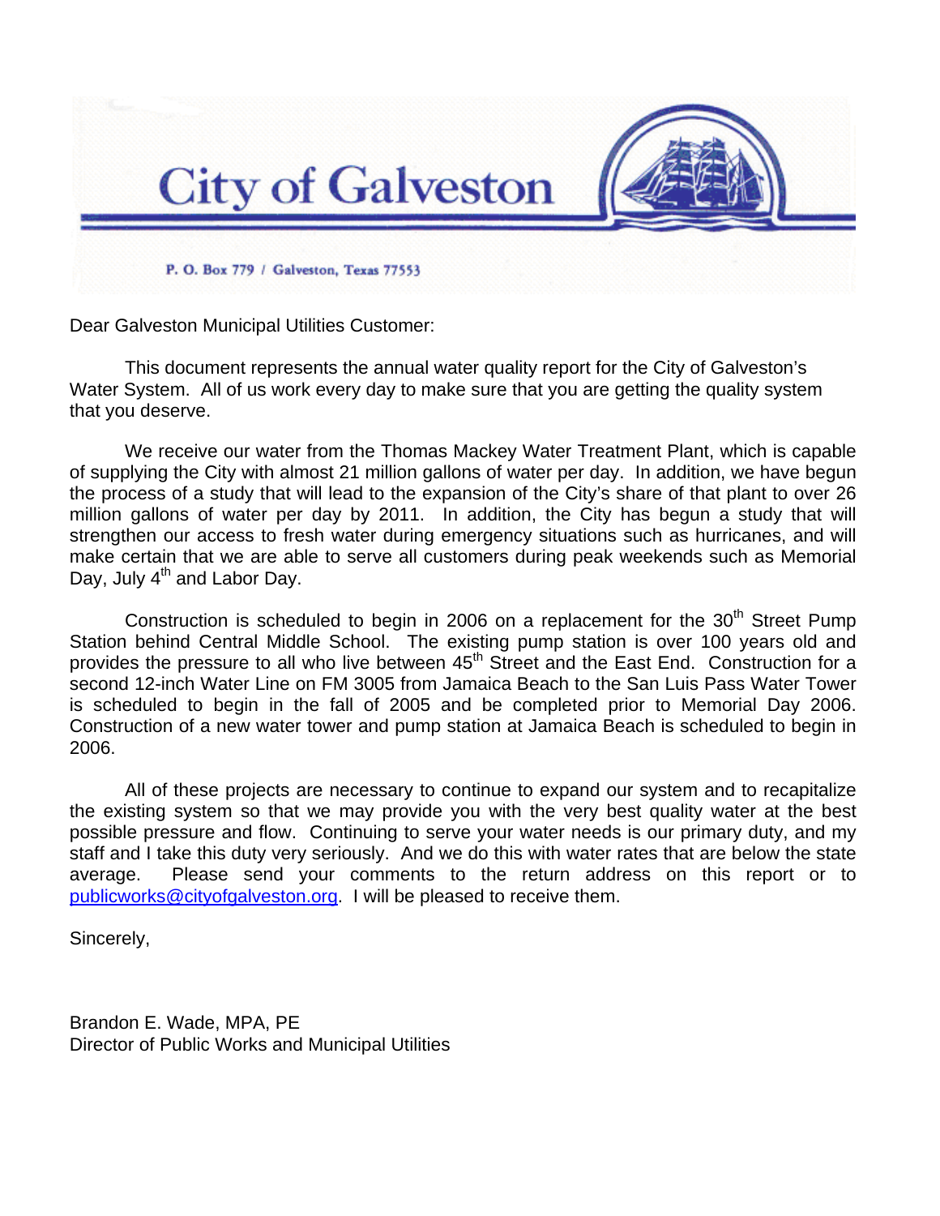# City of Galveston

P. O. Box 779 / Galveston, Texas 77553

Dear Galveston Municipal Utilities Customer:

This document represents the annual water quality report for the City of Galveston's Water System. All of us work every day to make sure that you are getting the quality system that you deserve.

We receive our water from the Thomas Mackey Water Treatment Plant, which is capable of supplying the City with almost 21 million gallons of water per day. In addition, we have begun the process of a study that will lead to the expansion of the City's share of that plant to over 26 million gallons of water per day by 2011. In addition, the City has begun a study that will strengthen our access to fresh water during emergency situations such as hurricanes, and will make certain that we are able to serve all customers during peak weekends such as Memorial Day, July 4th and Labor Day.

Construction is scheduled to begin in 2006 on a replacement for the 30th Street Pump Station behind Central Middle School. The existing pump station is over 100 years old and provides the pressure to all who live between 45th Street and the East End. Construction for a second 12-inch Water Line on FM 3005 from Jamaica Beach to the San Luis Pass Water Tower is scheduled to begin in the fall of 2005 and be completed prior to Memorial Day 2006. Construction of a new water tower and pump station at Jamaica Beach is scheduled to begin in 2006.

All of these projects are necessary to continue to expand our system and to recapitalize the existing system so that we may provide you with the very best quality water at the best possible pressure and flow. Continuing to serve your water needs is our primary duty, and my staff and I take this duty very seriously. And we do this with water rates that are below the state average. Please send your comments to the return address on this report or to publicworks@cityofgalveston.org. I will be pleased to receive them.

Sincerely,

Brandon E. Wade, MPA, PE
Director of Public Works and Municipal Utilities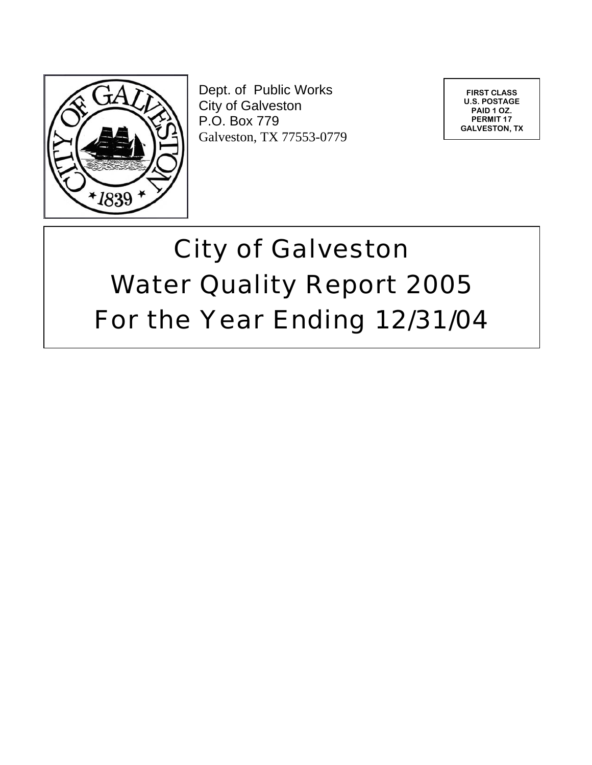Dept. of Public Works
City of Galveston
P.O. Box 779
Galveston, TX 77553-0779

FIRST CLASS
U.S. POSTAGE
PAID 1 OZ.
PERMIT 17
GALVESTON, TX

# City of Galveston
# Water Quality Report 2005
# For the Year Ending 12/31/04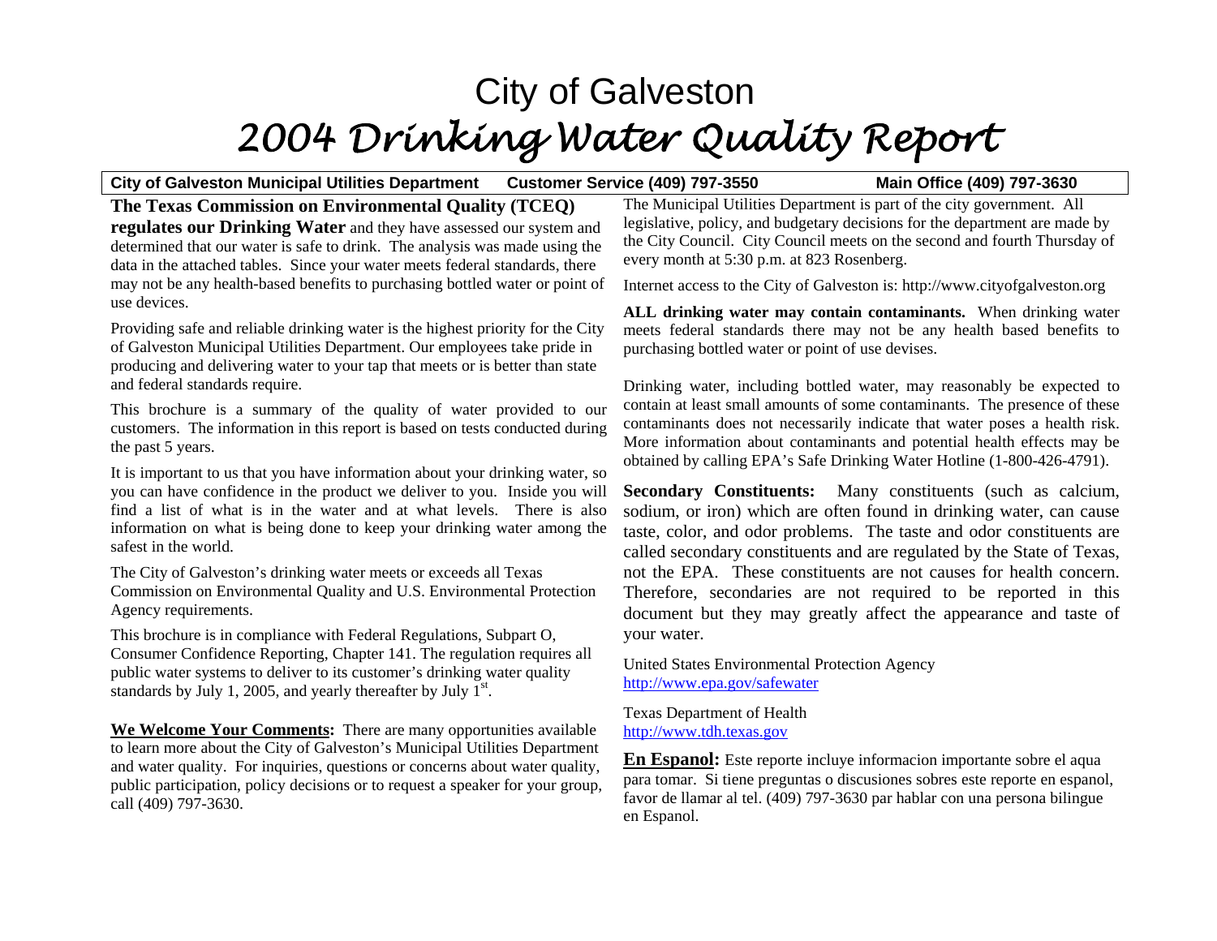# City of Galveston

# *2004 Drinking Water Quality Report*

**City of Galveston Municipal Utilities Department    Customer Service (409) 797-3550    Main Office (409) 797-3630**

**The Texas Commission on Environmental Quality (TCEQ) regulates our Drinking Water** and they have assessed our system and determined that our water is safe to drink. The analysis was made using the data in the attached tables. Since your water meets federal standards, there may not be any health-based benefits to purchasing bottled water or point of use devices.

Providing safe and reliable drinking water is the highest priority for the City of Galveston Municipal Utilities Department. Our employees take pride in producing and delivering water to your tap that meets or is better than state and federal standards require.

This brochure is a summary of the quality of water provided to our customers. The information in this report is based on tests conducted during the past 5 years.

It is important to us that you have information about your drinking water, so you can have confidence in the product we deliver to you. Inside you will find a list of what is in the water and at what levels. There is also information on what is being done to keep your drinking water among the safest in the world.

The City of Galveston's drinking water meets or exceeds all Texas Commission on Environmental Quality and U.S. Environmental Protection Agency requirements.

This brochure is in compliance with Federal Regulations, Subpart O, Consumer Confidence Reporting, Chapter 141. The regulation requires all public water systems to deliver to its customer's drinking water quality standards by July 1, 2005, and yearly thereafter by July 1st.

**We Welcome Your Comments:** There are many opportunities available to learn more about the City of Galveston's Municipal Utilities Department and water quality. For inquiries, questions or concerns about water quality, public participation, policy decisions or to request a speaker for your group, call (409) 797-3630.

The Municipal Utilities Department is part of the city government. All legislative, policy, and budgetary decisions for the department are made by the City Council. City Council meets on the second and fourth Thursday of every month at 5:30 p.m. at 823 Rosenberg.

Internet access to the City of Galveston is: http://www.cityofgalveston.org

**ALL drinking water may contain contaminants.** When drinking water meets federal standards there may not be any health based benefits to purchasing bottled water or point of use devises.

Drinking water, including bottled water, may reasonably be expected to contain at least small amounts of some contaminants. The presence of these contaminants does not necessarily indicate that water poses a health risk. More information about contaminants and potential health effects may be obtained by calling EPA's Safe Drinking Water Hotline (1-800-426-4791).

**Secondary Constituents:** Many constituents (such as calcium, sodium, or iron) which are often found in drinking water, can cause taste, color, and odor problems. The taste and odor constituents are called secondary constituents and are regulated by the State of Texas, not the EPA. These constituents are not causes for health concern. Therefore, secondaries are not required to be reported in this document but they may greatly affect the appearance and taste of your water.

United States Environmental Protection Agency
http://www.epa.gov/safewater

Texas Department of Health
http://www.tdh.texas.gov

**En Espanol:** Este reporte incluye informacion importante sobre el aqua para tomar. Si tiene preguntas o discusiones sobres este reporte en espanol, favor de llamar al tel. (409) 797-3630 par hablar con una persona bilingue en Espanol.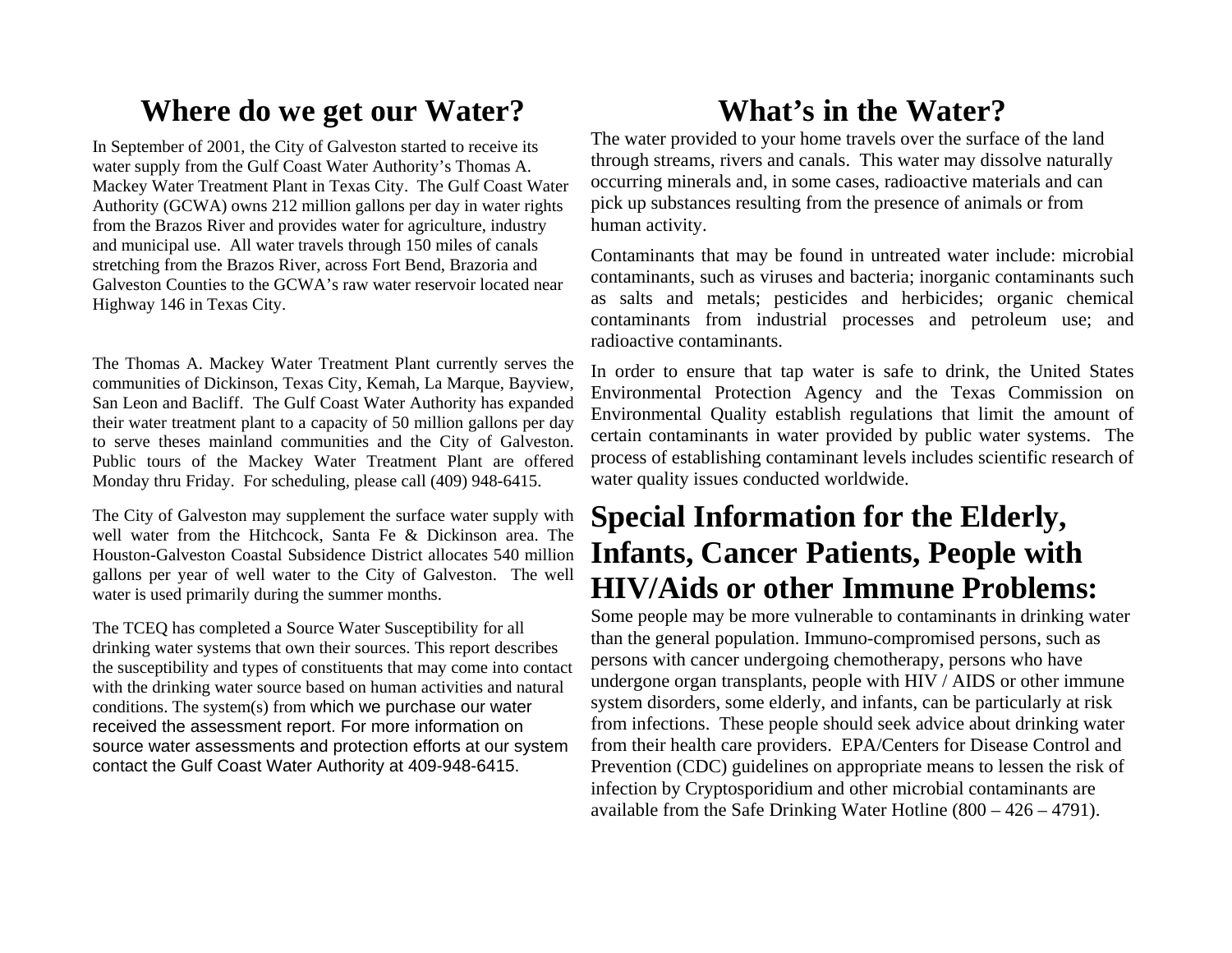## Where do we get our Water?

In September of 2001, the City of Galveston started to receive its water supply from the Gulf Coast Water Authority's Thomas A. Mackey Water Treatment Plant in Texas City. The Gulf Coast Water Authority (GCWA) owns 212 million gallons per day in water rights from the Brazos River and provides water for agriculture, industry and municipal use. All water travels through 150 miles of canals stretching from the Brazos River, across Fort Bend, Brazoria and Galveston Counties to the GCWA's raw water reservoir located near Highway 146 in Texas City.

The Thomas A. Mackey Water Treatment Plant currently serves the communities of Dickinson, Texas City, Kemah, La Marque, Bayview, San Leon and Bacliff. The Gulf Coast Water Authority has expanded their water treatment plant to a capacity of 50 million gallons per day to serve theses mainland communities and the City of Galveston. Public tours of the Mackey Water Treatment Plant are offered Monday thru Friday. For scheduling, please call (409) 948-6415.

The City of Galveston may supplement the surface water supply with well water from the Hitchcock, Santa Fe & Dickinson area. The Houston-Galveston Coastal Subsidence District allocates 540 million gallons per year of well water to the City of Galveston. The well water is used primarily during the summer months.

The TCEQ has completed a Source Water Susceptibility for all drinking water systems that own their sources. This report describes the susceptibility and types of constituents that may come into contact with the drinking water source based on human activities and natural conditions. The system(s) from which we purchase our water received the assessment report. For more information on source water assessments and protection efforts at our system contact the Gulf Coast Water Authority at 409-948-6415.

## What's in the Water?

The water provided to your home travels over the surface of the land through streams, rivers and canals. This water may dissolve naturally occurring minerals and, in some cases, radioactive materials and can pick up substances resulting from the presence of animals or from human activity.

Contaminants that may be found in untreated water include: microbial contaminants, such as viruses and bacteria; inorganic contaminants such as salts and metals; pesticides and herbicides; organic chemical contaminants from industrial processes and petroleum use; and radioactive contaminants.

In order to ensure that tap water is safe to drink, the United States Environmental Protection Agency and the Texas Commission on Environmental Quality establish regulations that limit the amount of certain contaminants in water provided by public water systems. The process of establishing contaminant levels includes scientific research of water quality issues conducted worldwide.

## Special Information for the Elderly, Infants, Cancer Patients, People with HIV/Aids or other Immune Problems:

Some people may be more vulnerable to contaminants in drinking water than the general population. Immuno-compromised persons, such as persons with cancer undergoing chemotherapy, persons who have undergone organ transplants, people with HIV / AIDS or other immune system disorders, some elderly, and infants, can be particularly at risk from infections. These people should seek advice about drinking water from their health care providers. EPA/Centers for Disease Control and Prevention (CDC) guidelines on appropriate means to lessen the risk of infection by Cryptosporidium and other microbial contaminants are available from the Safe Drinking Water Hotline (800 – 426 – 4791).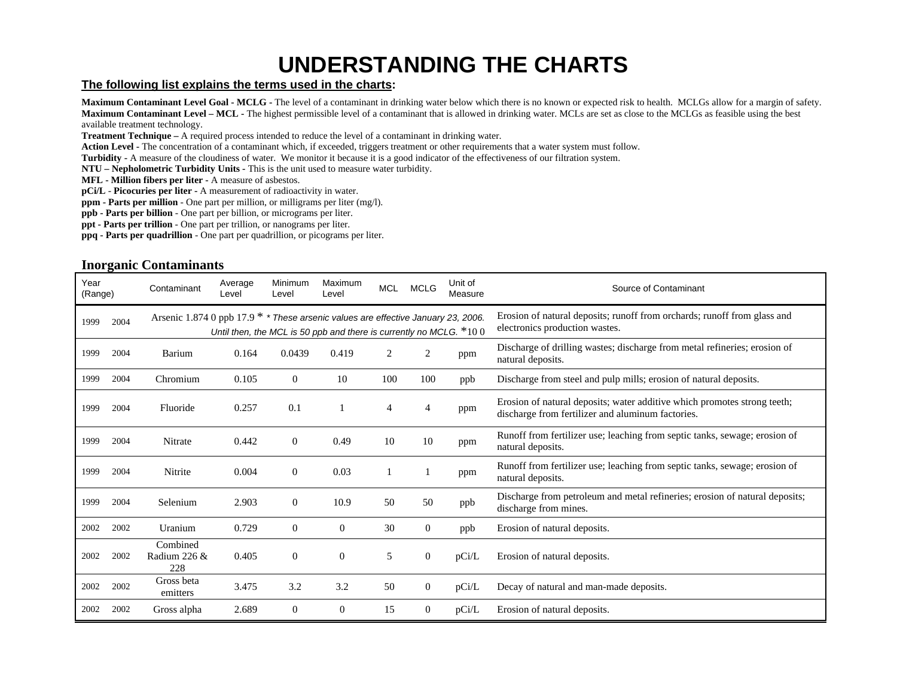# UNDERSTANDING THE CHARTS

**The following list explains the terms used in the charts:**

**Maximum Contaminant Level Goal - MCLG -** The level of a contaminant in drinking water below which there is no known or expected risk to health. MCLGs allow for a margin of safety.
**Maximum Contaminant Level – MCL -** The highest permissible level of a contaminant that is allowed in drinking water. MCLs are set as close to the MCLGs as feasible using the best available treatment technology.
**Treatment Technique –** A required process intended to reduce the level of a contaminant in drinking water.
**Action Level -** The concentration of a contaminant which, if exceeded, triggers treatment or other requirements that a water system must follow.
**Turbidity -** A measure of the cloudiness of water. We monitor it because it is a good indicator of the effectiveness of our filtration system.
**NTU – Nepholometric Turbidity Units -** This is the unit used to measure water turbidity.
**MFL - Million fibers per liter -** A measure of asbestos.
**pCi/L - Picocuries per liter -** A measurement of radioactivity in water.
**ppm - Parts per million** - One part per million, or milligrams per liter (mg/l).
**ppb - Parts per billion** - One part per billion, or micrograms per liter.
**ppt - Parts per trillion** - One part per trillion, or nanograms per liter.
**ppq - Parts per quadrillion** - One part per quadrillion, or picograms per liter.

## Inorganic Contaminants

| Year (Range) | | Contaminant | Average Level | Minimum Level | Maximum Level | MCL | MCLG | Unit of Measure | Source of Contaminant |
|---|---|---|---|---|---|---|---|---|---|
| 1999 | 2004 | Arsenic | 1.874 | 0 | 17.9 | 10* | 0* | ppb | Erosion of natural deposits; runoff from orchards; runoff from glass and electronics production wastes. |
| 1999 | 2004 | Barium | 0.164 | 0.0439 | 0.419 | 2 | 2 | ppm | Discharge of drilling wastes; discharge from metal refineries; erosion of natural deposits. |
| 1999 | 2004 | Chromium | 0.105 | 0 | 10 | 100 | 100 | ppb | Discharge from steel and pulp mills; erosion of natural deposits. |
| 1999 | 2004 | Fluoride | 0.257 | 0.1 | 1 | 4 | 4 | ppm | Erosion of natural deposits; water additive which promotes strong teeth; discharge from fertilizer and aluminum factories. |
| 1999 | 2004 | Nitrate | 0.442 | 0 | 0.49 | 10 | 10 | ppm | Runoff from fertilizer use; leaching from septic tanks, sewage; erosion of natural deposits. |
| 1999 | 2004 | Nitrite | 0.004 | 0 | 0.03 | 1 | 1 | ppm | Runoff from fertilizer use; leaching from septic tanks, sewage; erosion of natural deposits. |
| 1999 | 2004 | Selenium | 2.903 | 0 | 10.9 | 50 | 50 | ppb | Discharge from petroleum and metal refineries; erosion of natural deposits; discharge from mines. |
| 2002 | 2002 | Uranium | 0.729 | 0 | 0 | 30 | 0 | ppb | Erosion of natural deposits. |
| 2002 | 2002 | Combined Radium 226 & 228 | 0.405 | 0 | 0 | 5 | 0 | pCi/L | Erosion of natural deposits. |
| 2002 | 2002 | Gross beta emitters | 3.475 | 3.2 | 3.2 | 50 | 0 | pCi/L | Decay of natural and man-made deposits. |
| 2002 | 2002 | Gross alpha | 2.689 | 0 | 0 | 15 | 0 | pCi/L | Erosion of natural deposits. |

*\* These arsenic values are effective January 23, 2006. Until then, the MCL is 50 ppb and there is currently no MCLG.*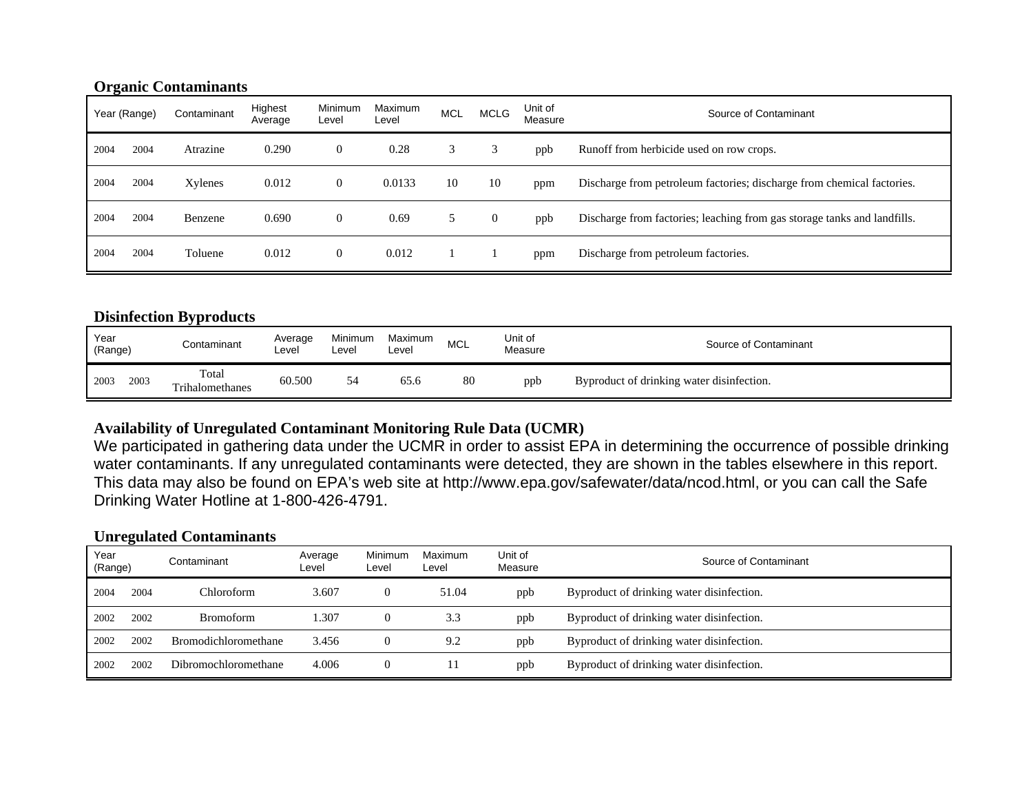**Organic Contaminants**

| Year (Range) | | Contaminant | Highest Average | Minimum Level | Maximum Level | MCL | MCLG | Unit of Measure | Source of Contaminant |
|---|---|---|---|---|---|---|---|---|---|
| 2004 | 2004 | Atrazine | 0.290 | 0 | 0.28 | 3 | 3 | ppb | Runoff from herbicide used on row crops. |
| 2004 | 2004 | Xylenes | 0.012 | 0 | 0.0133 | 10 | 10 | ppm | Discharge from petroleum factories; discharge from chemical factories. |
| 2004 | 2004 | Benzene | 0.690 | 0 | 0.69 | 5 | 0 | ppb | Discharge from factories; leaching from gas storage tanks and landfills. |
| 2004 | 2004 | Toluene | 0.012 | 0 | 0.012 | 1 | 1 | ppm | Discharge from petroleum factories. |

**Disinfection Byproducts**

| Year (Range) | | Contaminant | Average Level | Minimum Level | Maximum Level | MCL | Unit of Measure | Source of Contaminant |
|---|---|---|---|---|---|---|---|---|
| 2003 | 2003 | Total Trihalomethanes | 60.500 | 54 | 65.6 | 80 | ppb | Byproduct of drinking water disinfection. |

**Availability of Unregulated Contaminant Monitoring Rule Data (UCMR)**

We participated in gathering data under the UCMR in order to assist EPA in determining the occurrence of possible drinking water contaminants. If any unregulated contaminants were detected, they are shown in the tables elsewhere in this report. This data may also be found on EPA's web site at http://www.epa.gov/safewater/data/ncod.html, or you can call the Safe Drinking Water Hotline at 1-800-426-4791.

**Unregulated Contaminants**

| Year (Range) | | Contaminant | Average Level | Minimum Level | Maximum Level | Unit of Measure | Source of Contaminant |
|---|---|---|---|---|---|---|---|
| 2004 | 2004 | Chloroform | 3.607 | 0 | 51.04 | ppb | Byproduct of drinking water disinfection. |
| 2002 | 2002 | Bromoform | 1.307 | 0 | 3.3 | ppb | Byproduct of drinking water disinfection. |
| 2002 | 2002 | Bromodichloromethane | 3.456 | 0 | 9.2 | ppb | Byproduct of drinking water disinfection. |
| 2002 | 2002 | Dibromochloromethane | 4.006 | 0 | 11 | ppb | Byproduct of drinking water disinfection. |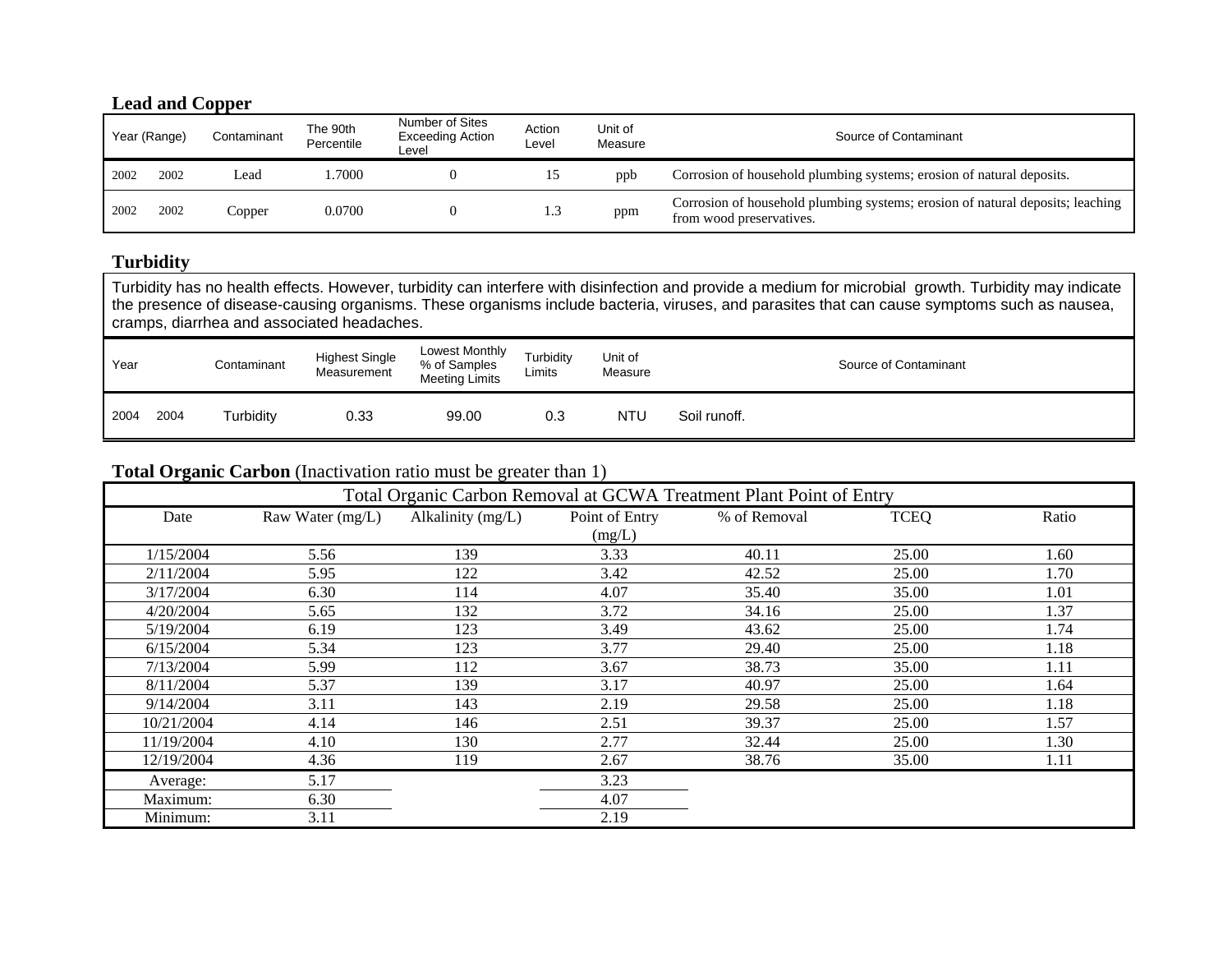### Lead and Copper

| Year (Range) | | Contaminant | The 90th Percentile | Number of Sites Exceeding Action Level | Action Level | Unit of Measure | Source of Contaminant |
|---|---|---|---|---|---|---|---|
| 2002 | 2002 | Lead | 1.7000 | 0 | 15 | ppb | Corrosion of household plumbing systems; erosion of natural deposits. |
| 2002 | 2002 | Copper | 0.0700 | 0 | 1.3 | ppm | Corrosion of household plumbing systems; erosion of natural deposits; leaching from wood preservatives. |

### Turbidity

Turbidity has no health effects. However, turbidity can interfere with disinfection and provide a medium for microbial growth. Turbidity may indicate the presence of disease-causing organisms. These organisms include bacteria, viruses, and parasites that can cause symptoms such as nausea, cramps, diarrhea and associated headaches.

| Year | | Contaminant | Highest Single Measurement | Lowest Monthly % of Samples Meeting Limits | Turbidity Limits | Unit of Measure | Source of Contaminant |
|---|---|---|---|---|---|---|---|
| 2004 | 2004 | Turbidity | 0.33 | 99.00 | 0.3 | NTU | Soil runoff. |

### Total Organic Carbon (Inactivation ratio must be greater than 1)

| Total Organic Carbon Removal at GCWA Treatment Plant Point of Entry | | | | | | |
|---|---|---|---|---|---|---|
| Date | Raw Water (mg/L) | Alkalinity (mg/L) | Point of Entry (mg/L) | % of Removal | TCEQ | Ratio |
| 1/15/2004 | 5.56 | 139 | 3.33 | 40.11 | 25.00 | 1.60 |
| 2/11/2004 | 5.95 | 122 | 3.42 | 42.52 | 25.00 | 1.70 |
| 3/17/2004 | 6.30 | 114 | 4.07 | 35.40 | 35.00 | 1.01 |
| 4/20/2004 | 5.65 | 132 | 3.72 | 34.16 | 25.00 | 1.37 |
| 5/19/2004 | 6.19 | 123 | 3.49 | 43.62 | 25.00 | 1.74 |
| 6/15/2004 | 5.34 | 123 | 3.77 | 29.40 | 25.00 | 1.18 |
| 7/13/2004 | 5.99 | 112 | 3.67 | 38.73 | 35.00 | 1.11 |
| 8/11/2004 | 5.37 | 139 | 3.17 | 40.97 | 25.00 | 1.64 |
| 9/14/2004 | 3.11 | 143 | 2.19 | 29.58 | 25.00 | 1.18 |
| 10/21/2004 | 4.14 | 146 | 2.51 | 39.37 | 25.00 | 1.57 |
| 11/19/2004 | 4.10 | 130 | 2.77 | 32.44 | 25.00 | 1.30 |
| 12/19/2004 | 4.36 | 119 | 2.67 | 38.76 | 35.00 | 1.11 |
| Average: | 5.17 | | 3.23 | | | |
| Maximum: | 6.30 | | 4.07 | | | |
| Minimum: | 3.11 | | 2.19 | | | |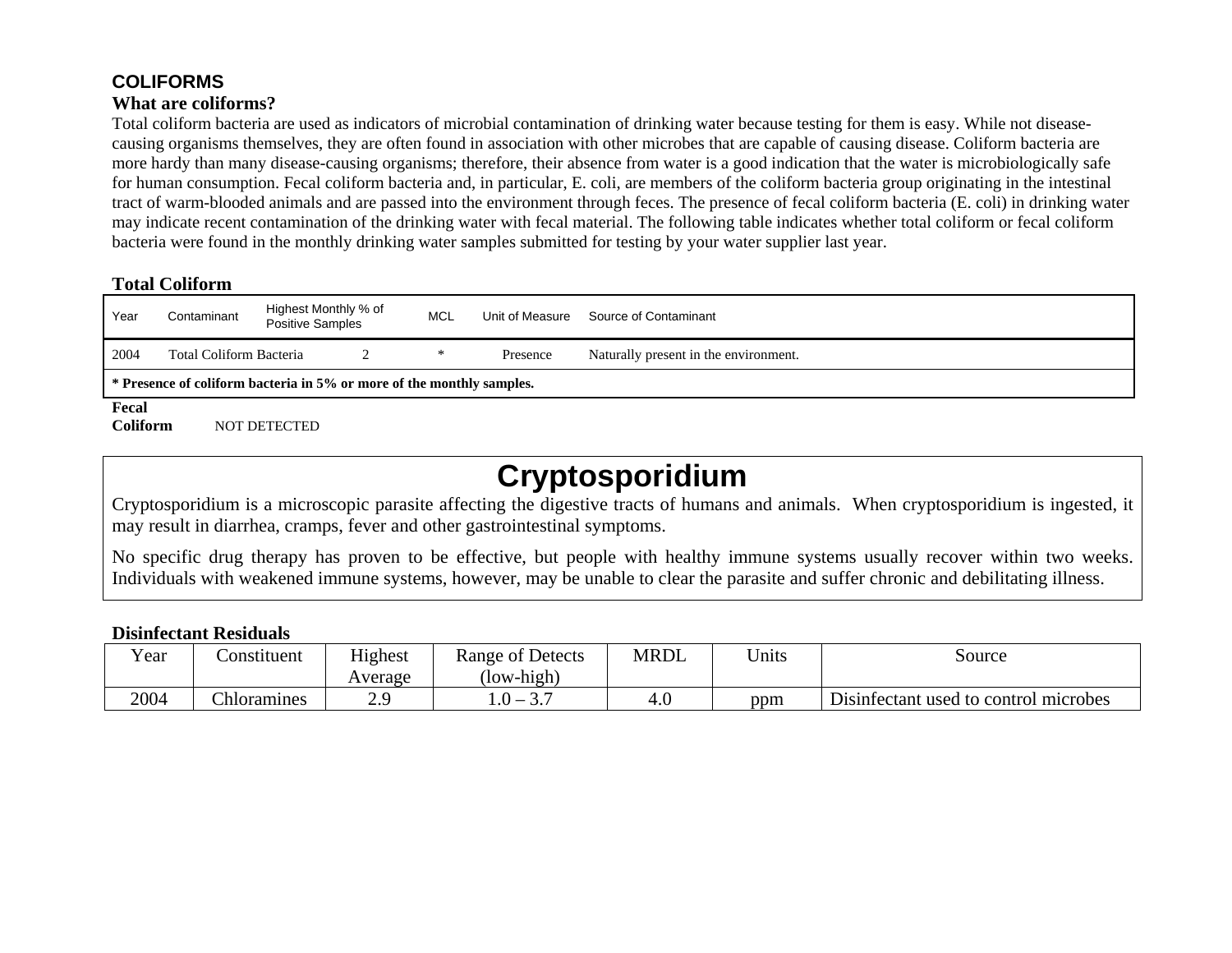## COLIFORMS

### What are coliforms?

Total coliform bacteria are used as indicators of microbial contamination of drinking water because testing for them is easy. While not disease-causing organisms themselves, they are often found in association with other microbes that are capable of causing disease. Coliform bacteria are more hardy than many disease-causing organisms; therefore, their absence from water is a good indication that the water is microbiologically safe for human consumption. Fecal coliform bacteria and, in particular, E. coli, are members of the coliform bacteria group originating in the intestinal tract of warm-blooded animals and are passed into the environment through feces. The presence of fecal coliform bacteria (E. coli) in drinking water may indicate recent contamination of the drinking water with fecal material. The following table indicates whether total coliform or fecal coliform bacteria were found in the monthly drinking water samples submitted for testing by your water supplier last year.

**Total Coliform**

| Year | Contaminant | Highest Monthly % of Positive Samples | MCL | Unit of Measure | Source of Contaminant |
|---|---|---|---|---|---|
| 2004 | Total Coliform Bacteria | 2 | * | Presence | Naturally present in the environment. |
| **\* Presence of coliform bacteria in 5% or more of the monthly samples.** | | | | | |

**Fecal Coliform** NOT DETECTED

# Cryptosporidium

Cryptosporidium is a microscopic parasite affecting the digestive tracts of humans and animals. When cryptosporidium is ingested, it may result in diarrhea, cramps, fever and other gastrointestinal symptoms.

No specific drug therapy has proven to be effective, but people with healthy immune systems usually recover within two weeks. Individuals with weakened immune systems, however, may be unable to clear the parasite and suffer chronic and debilitating illness.

**Disinfectant Residuals**

| Year | Constituent | Highest Average | Range of Detects (low-high) | MRDL | Units | Source |
|---|---|---|---|---|---|---|
| 2004 | Chloramines | 2.9 | 1.0 – 3.7 | 4.0 | ppm | Disinfectant used to control microbes |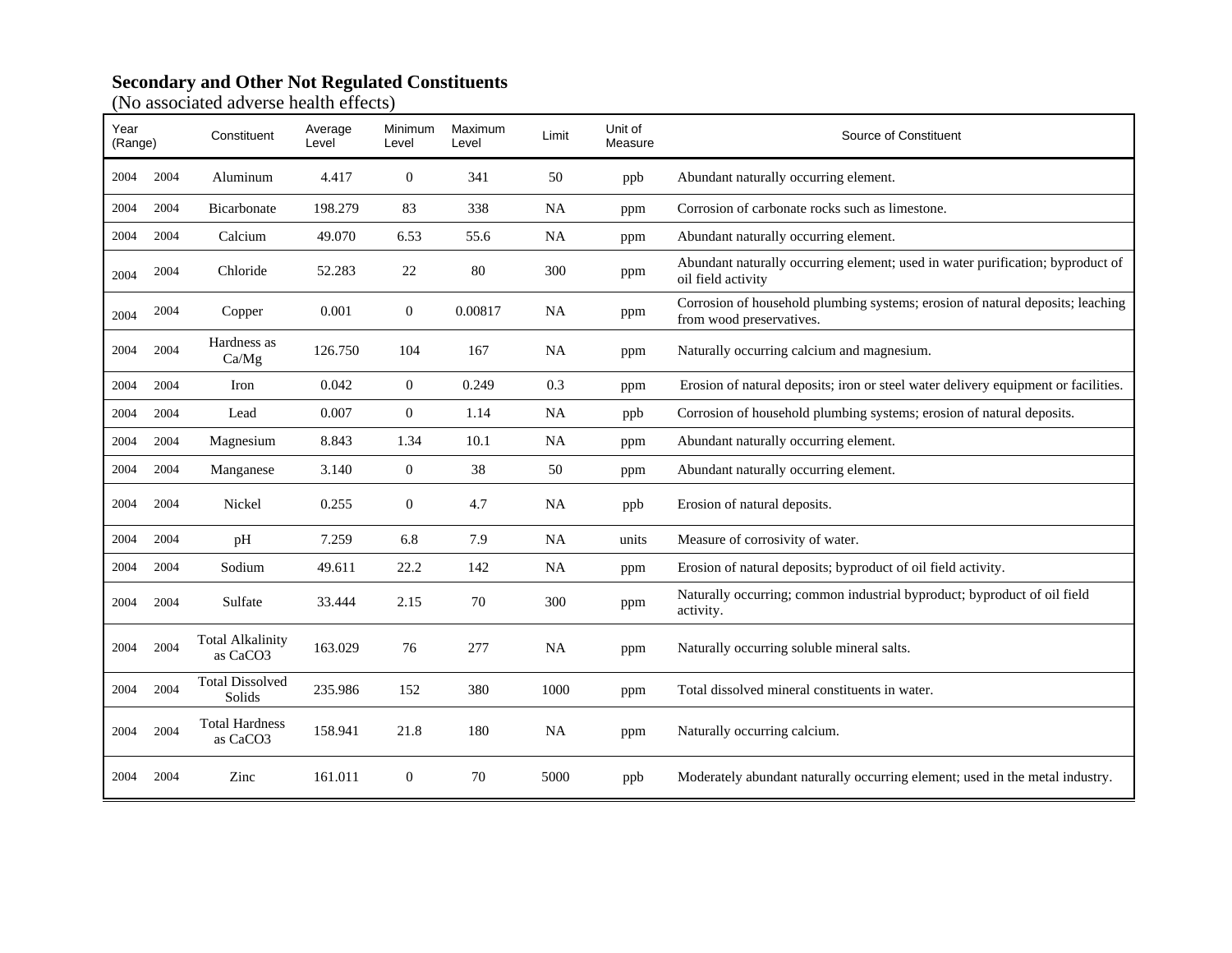**Secondary and Other Not Regulated Constituents**

(No associated adverse health effects)

| Year (Range) | | Constituent | Average Level | Minimum Level | Maximum Level | Limit | Unit of Measure | Source of Constituent |
|---|---|---|---|---|---|---|---|---|
| 2004 | 2004 | Aluminum | 4.417 | 0 | 341 | 50 | ppb | Abundant naturally occurring element. |
| 2004 | 2004 | Bicarbonate | 198.279 | 83 | 338 | NA | ppm | Corrosion of carbonate rocks such as limestone. |
| 2004 | 2004 | Calcium | 49.070 | 6.53 | 55.6 | NA | ppm | Abundant naturally occurring element. |
| 2004 | 2004 | Chloride | 52.283 | 22 | 80 | 300 | ppm | Abundant naturally occurring element; used in water purification; byproduct of oil field activity |
| 2004 | 2004 | Copper | 0.001 | 0 | 0.00817 | NA | ppm | Corrosion of household plumbing systems; erosion of natural deposits; leaching from wood preservatives. |
| 2004 | 2004 | Hardness as Ca/Mg | 126.750 | 104 | 167 | NA | ppm | Naturally occurring calcium and magnesium. |
| 2004 | 2004 | Iron | 0.042 | 0 | 0.249 | 0.3 | ppm | Erosion of natural deposits; iron or steel water delivery equipment or facilities. |
| 2004 | 2004 | Lead | 0.007 | 0 | 1.14 | NA | ppb | Corrosion of household plumbing systems; erosion of natural deposits. |
| 2004 | 2004 | Magnesium | 8.843 | 1.34 | 10.1 | NA | ppm | Abundant naturally occurring element. |
| 2004 | 2004 | Manganese | 3.140 | 0 | 38 | 50 | ppm | Abundant naturally occurring element. |
| 2004 | 2004 | Nickel | 0.255 | 0 | 4.7 | NA | ppb | Erosion of natural deposits. |
| 2004 | 2004 | pH | 7.259 | 6.8 | 7.9 | NA | units | Measure of corrosivity of water. |
| 2004 | 2004 | Sodium | 49.611 | 22.2 | 142 | NA | ppm | Erosion of natural deposits; byproduct of oil field activity. |
| 2004 | 2004 | Sulfate | 33.444 | 2.15 | 70 | 300 | ppm | Naturally occurring; common industrial byproduct; byproduct of oil field activity. |
| 2004 | 2004 | Total Alkalinity as $CaCO_3$ | 163.029 | 76 | 277 | NA | ppm | Naturally occurring soluble mineral salts. |
| 2004 | 2004 | Total Dissolved Solids | 235.986 | 152 | 380 | 1000 | ppm | Total dissolved mineral constituents in water. |
| 2004 | 2004 | Total Hardness as $CaCO_3$ | 158.941 | 21.8 | 180 | NA | ppm | Naturally occurring calcium. |
| 2004 | 2004 | Zinc | 161.011 | 0 | 70 | 5000 | ppb | Moderately abundant naturally occurring element; used in the metal industry. |